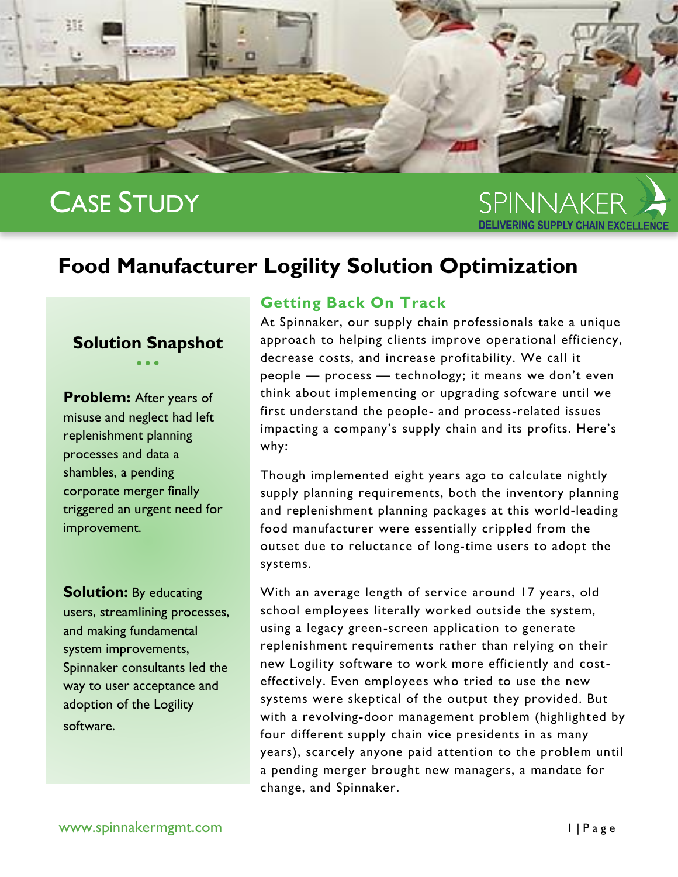# CASE STUDY

SPINNAKER

DELIVERING SUPPLY CHAIN EXCELLENCE

## Food Manufacturer Logility Solution Optimization

### Solution Snapshot

**Problem:** After years of misuse and neglect had left replenishment planning processes and data a shambles, a pending corporate merger finally triggered an urgent need for improvement.

**Solution:** By educating users, streamlining processes, and making fundamental system improvements, Spinnaker consultants led the way to user acceptance and adoption of the Logility software.

### Getting Back On Track

At Spinnaker, our supply chain professionals take a unique approach to helping clients improve operational efficiency, decrease costs, and increase profitability. We call it people — process — technology; it means we don't even think about implementing or upgrading software until we first understand the people- and process-related issues impacting a company's supply chain and its profits. Here's why:

Though implemented eight years ago to calculate nightly supply planning requirements, both the inventory planning and replenishment planning packages at this world-leading food manufacturer were essentially crippled from the outset due to reluctance of long-time users to adopt the systems.

With an average length of service around 17 years, old school employees literally worked outside the system, using a legacy green-screen application to generate replenishment requirements rather than relying on their new Logility software to work more efficiently and cost-effectively. Even employees who tried to use the new systems were skeptical of the output they provided. But with a revolving-door management problem (highlighted by four different supply chain vice presidents in as many years), scarcely anyone paid attention to the problem until a pending merger brought new managers, a mandate for change, and Spinnaker.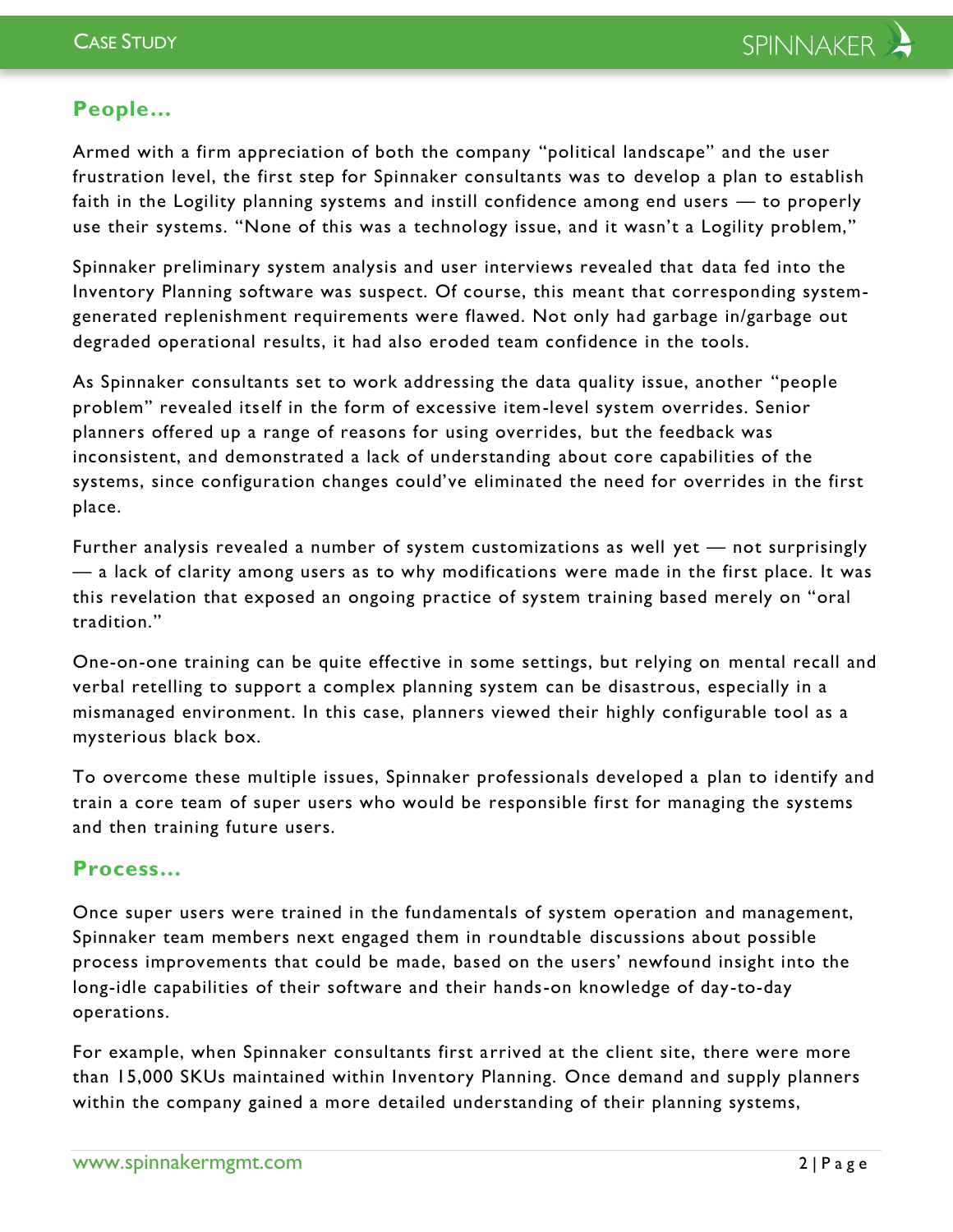## People…

Armed with a firm appreciation of both the company “political landscape” and the user frustration level, the first step for Spinnaker consultants was to develop a plan to establish faith in the Logility planning systems and instill confidence among end users — to properly use their systems. “None of this was a technology issue, and it wasn’t a Logility problem,”

Spinnaker preliminary system analysis and user interviews revealed that data fed into the Inventory Planning software was suspect. Of course, this meant that corresponding system-generated replenishment requirements were flawed. Not only had garbage in/garbage out degraded operational results, it had also eroded team confidence in the tools.

As Spinnaker consultants set to work addressing the data quality issue, another “people problem” revealed itself in the form of excessive item-level system overrides. Senior planners offered up a range of reasons for using overrides, but the feedback was inconsistent, and demonstrated a lack of understanding about core capabilities of the systems, since configuration changes could’ve eliminated the need for overrides in the first place.

Further analysis revealed a number of system customizations as well yet — not surprisingly — a lack of clarity among users as to why modifications were made in the first place. It was this revelation that exposed an ongoing practice of system training based merely on “oral tradition.”

One-on-one training can be quite effective in some settings, but relying on mental recall and verbal retelling to support a complex planning system can be disastrous, especially in a mismanaged environment. In this case, planners viewed their highly configurable tool as a mysterious black box.

To overcome these multiple issues, Spinnaker professionals developed a plan to identify and train a core team of super users who would be responsible first for managing the systems and then training future users.

## Process…

Once super users were trained in the fundamentals of system operation and management, Spinnaker team members next engaged them in roundtable discussions about possible process improvements that could be made, based on the users’ newfound insight into the long-idle capabilities of their software and their hands-on knowledge of day-to-day operations.

For example, when Spinnaker consultants first arrived at the client site, there were more than 15,000 SKUs maintained within Inventory Planning. Once demand and supply planners within the company gained a more detailed understanding of their planning systems,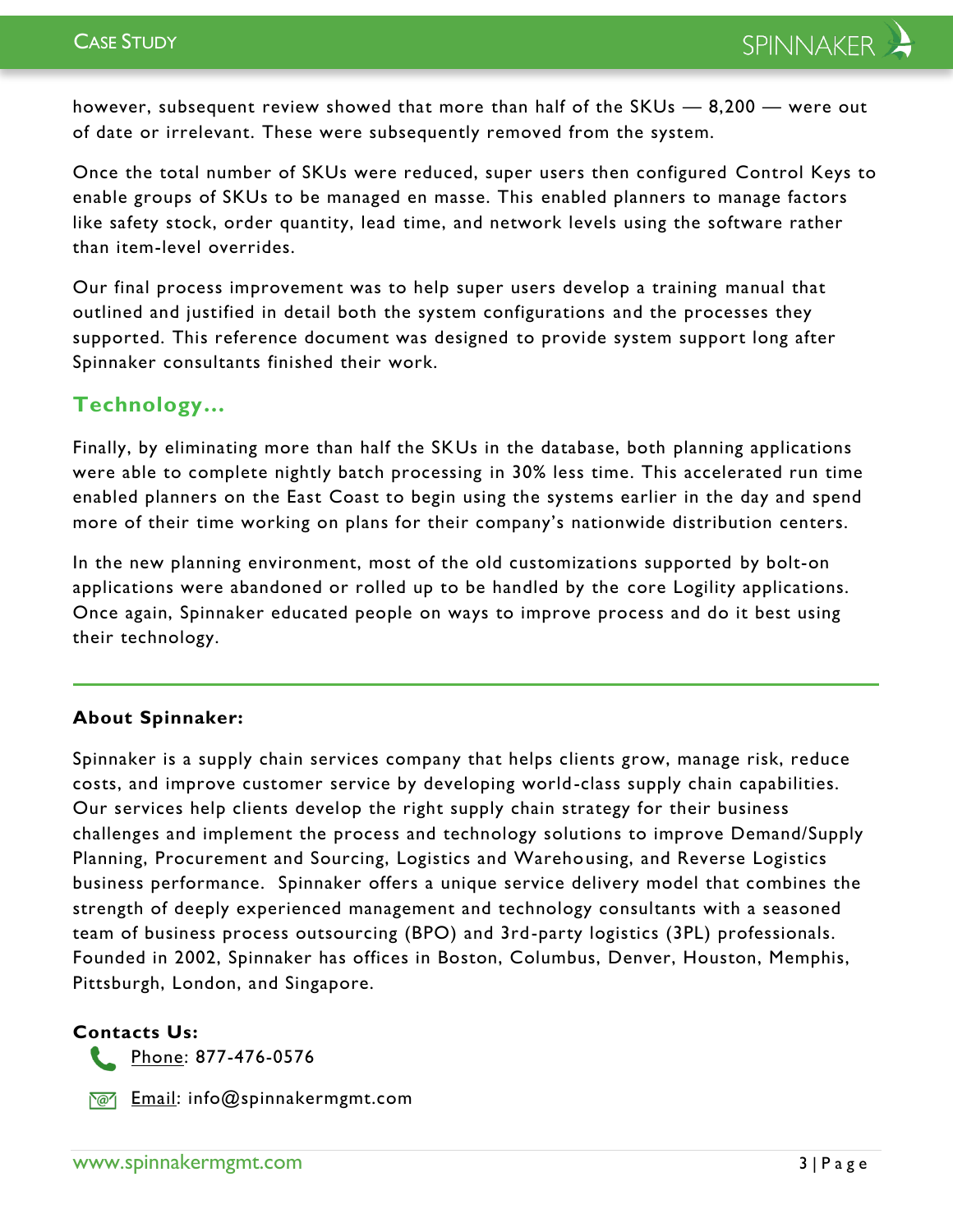however, subsequent review showed that more than half of the SKUs — 8,200 — were out of date or irrelevant. These were subsequently removed from the system.

Once the total number of SKUs were reduced, super users then configured Control Keys to enable groups of SKUs to be managed en masse. This enabled planners to manage factors like safety stock, order quantity, lead time, and network levels using the software rather than item-level overrides.

Our final process improvement was to help super users develop a training manual that outlined and justified in detail both the system configurations and the processes they supported. This reference document was designed to provide system support long after Spinnaker consultants finished their work.

## Technology…

Finally, by eliminating more than half the SKUs in the database, both planning applications were able to complete nightly batch processing in 30% less time. This accelerated run time enabled planners on the East Coast to begin using the systems earlier in the day and spend more of their time working on plans for their company's nationwide distribution centers.

In the new planning environment, most of the old customizations supported by bolt-on applications were abandoned or rolled up to be handled by the core Logility applications. Once again, Spinnaker educated people on ways to improve process and do it best using their technology.

---

**About Spinnaker:**

Spinnaker is a supply chain services company that helps clients grow, manage risk, reduce costs, and improve customer service by developing world-class supply chain capabilities. Our services help clients develop the right supply chain strategy for their business challenges and implement the process and technology solutions to improve Demand/Supply Planning, Procurement and Sourcing, Logistics and Warehousing, and Reverse Logistics business performance. Spinnaker offers a unique service delivery model that combines the strength of deeply experienced management and technology consultants with a seasoned team of business process outsourcing (BPO) and 3rd-party logistics (3PL) professionals. Founded in 2002, Spinnaker has offices in Boston, Columbus, Denver, Houston, Memphis, Pittsburgh, London, and Singapore.

**Contacts Us:**

Phone: 877-476-0576

Email: info@spinnakermgmt.com

www.spinnakermgmt.com